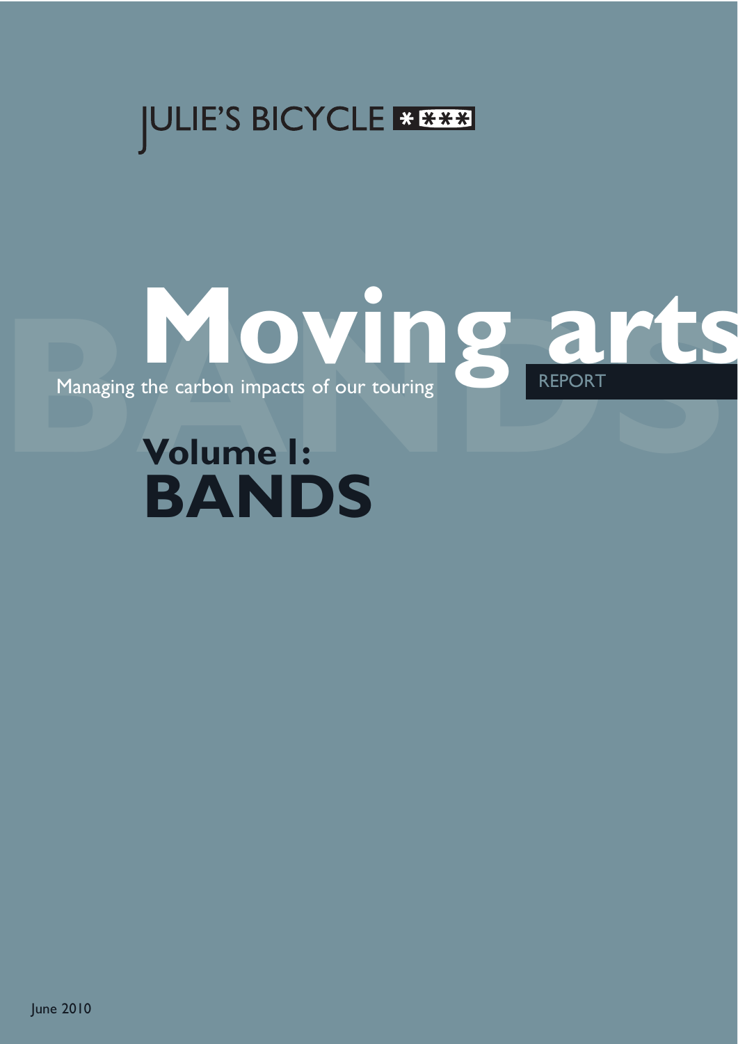JULIE'S BICYCLE

# Moving arts

Managing the carbon impacts of our touring

REPORT

## Volume I: BANDS

June 2010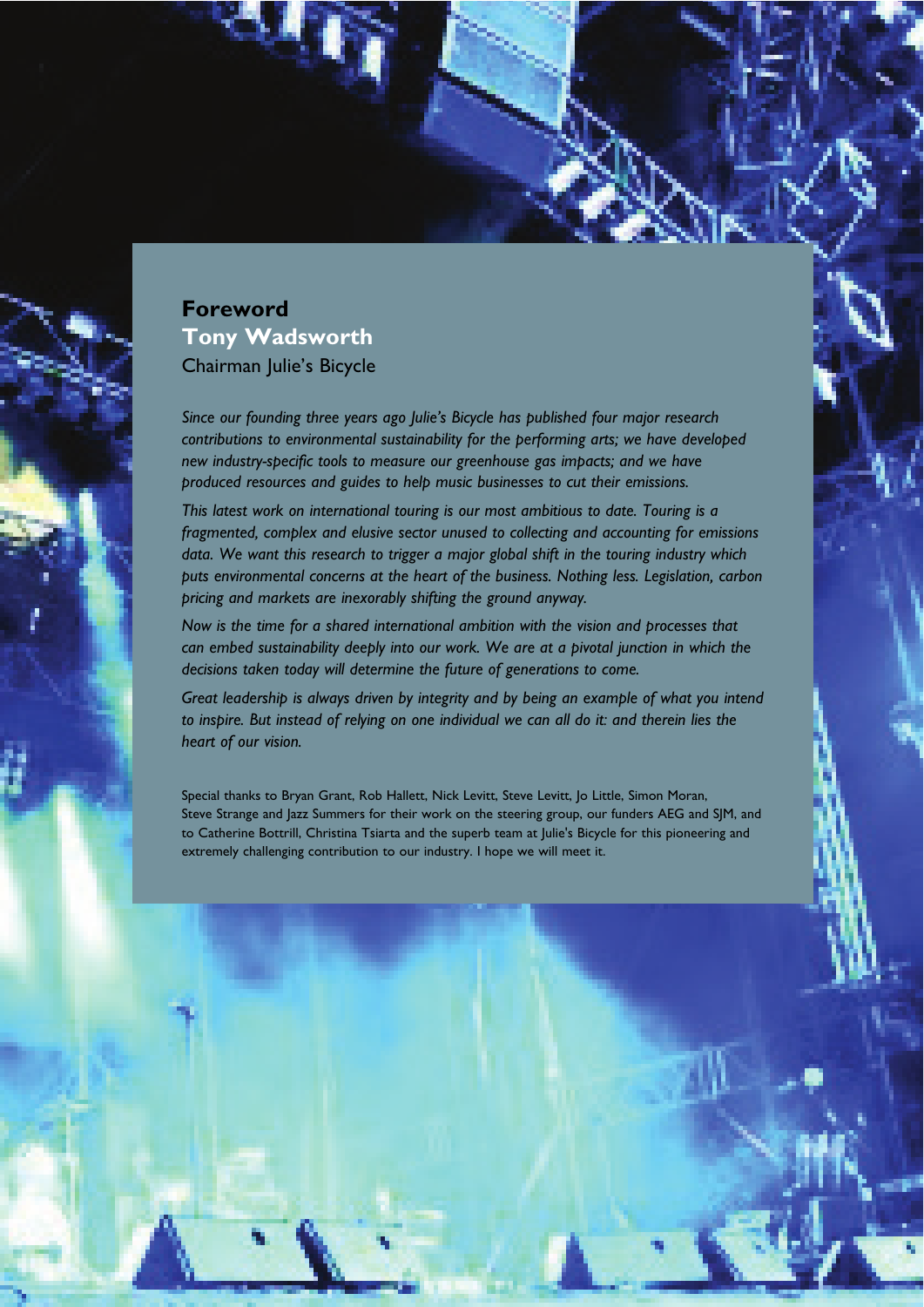# Foreword

## Tony Wadsworth

Chairman Julie's Bicycle

*Since our founding three years ago Julie's Bicycle has published four major research contributions to environmental sustainability for the performing arts; we have developed new industry-specific tools to measure our greenhouse gas impacts; and we have produced resources and guides to help music businesses to cut their emissions.*

*This latest work on international touring is our most ambitious to date. Touring is a fragmented, complex and elusive sector unused to collecting and accounting for emissions data. We want this research to trigger a major global shift in the touring industry which puts environmental concerns at the heart of the business. Nothing less. Legislation, carbon pricing and markets are inexorably shifting the ground anyway.*

*Now is the time for a shared international ambition with the vision and processes that can embed sustainability deeply into our work. We are at a pivotal junction in which the decisions taken today will determine the future of generations to come.*

*Great leadership is always driven by integrity and by being an example of what you intend to inspire. But instead of relying on one individual we can all do it: and therein lies the heart of our vision.*

Special thanks to Bryan Grant, Rob Hallett, Nick Levitt, Steve Levitt, Jo Little, Simon Moran, Steve Strange and Jazz Summers for their work on the steering group, our funders AEG and SJM, and to Catherine Bottrill, Christina Tsiarta and the superb team at Julie's Bicycle for this pioneering and extremely challenging contribution to our industry. I hope we will meet it.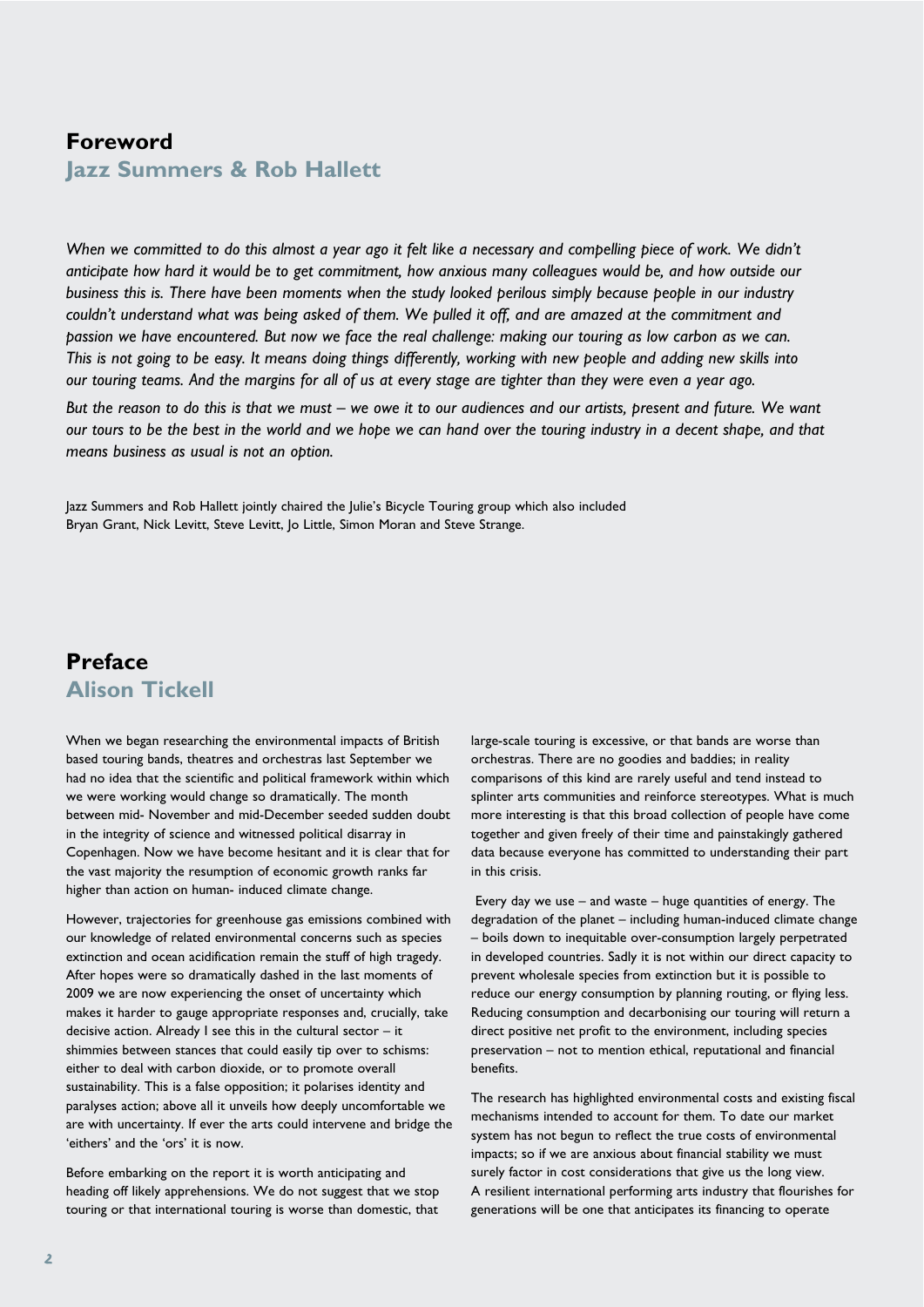## Foreword

### Jazz Summers & Rob Hallett

*When we committed to do this almost a year ago it felt like a necessary and compelling piece of work. We didn't anticipate how hard it would be to get commitment, how anxious many colleagues would be, and how outside our business this is. There have been moments when the study looked perilous simply because people in our industry couldn't understand what was being asked of them. We pulled it off, and are amazed at the commitment and passion we have encountered. But now we face the real challenge: making our touring as low carbon as we can. This is not going to be easy. It means doing things differently, working with new people and adding new skills into our touring teams. And the margins for all of us at every stage are tighter than they were even a year ago.*

*But the reason to do this is that we must – we owe it to our audiences and our artists, present and future. We want our tours to be the best in the world and we hope we can hand over the touring industry in a decent shape, and that means business as usual is not an option.*

Jazz Summers and Rob Hallett jointly chaired the Julie's Bicycle Touring group which also included Bryan Grant, Nick Levitt, Steve Levitt, Jo Little, Simon Moran and Steve Strange.

## Preface

### Alison Tickell

When we began researching the environmental impacts of British based touring bands, theatres and orchestras last September we had no idea that the scientific and political framework within which we were working would change so dramatically. The month between mid- November and mid-December seeded sudden doubt in the integrity of science and witnessed political disarray in Copenhagen. Now we have become hesitant and it is clear that for the vast majority the resumption of economic growth ranks far higher than action on human- induced climate change.

However, trajectories for greenhouse gas emissions combined with our knowledge of related environmental concerns such as species extinction and ocean acidification remain the stuff of high tragedy. After hopes were so dramatically dashed in the last moments of 2009 we are now experiencing the onset of uncertainty which makes it harder to gauge appropriate responses and, crucially, take decisive action. Already I see this in the cultural sector – it shimmies between stances that could easily tip over to schisms: either to deal with carbon dioxide, or to promote overall sustainability. This is a false opposition; it polarises identity and paralyses action; above all it unveils how deeply uncomfortable we are with uncertainty. If ever the arts could intervene and bridge the 'eithers' and the 'ors' it is now.

Before embarking on the report it is worth anticipating and heading off likely apprehensions. We do not suggest that we stop touring or that international touring is worse than domestic, that large-scale touring is excessive, or that bands are worse than orchestras. There are no goodies and baddies; in reality comparisons of this kind are rarely useful and tend instead to splinter arts communities and reinforce stereotypes. What is much more interesting is that this broad collection of people have come together and given freely of their time and painstakingly gathered data because everyone has committed to understanding their part in this crisis.

Every day we use – and waste – huge quantities of energy. The degradation of the planet – including human-induced climate change – boils down to inequitable over-consumption largely perpetrated in developed countries. Sadly it is not within our direct capacity to prevent wholesale species from extinction but it is possible to reduce our energy consumption by planning routing, or flying less. Reducing consumption and decarbonising our touring will return a direct positive net profit to the environment, including species preservation – not to mention ethical, reputational and financial benefits.

The research has highlighted environmental costs and existing fiscal mechanisms intended to account for them. To date our market system has not begun to reflect the true costs of environmental impacts; so if we are anxious about financial stability we must surely factor in cost considerations that give us the long view. A resilient international performing arts industry that flourishes for generations will be one that anticipates its financing to operate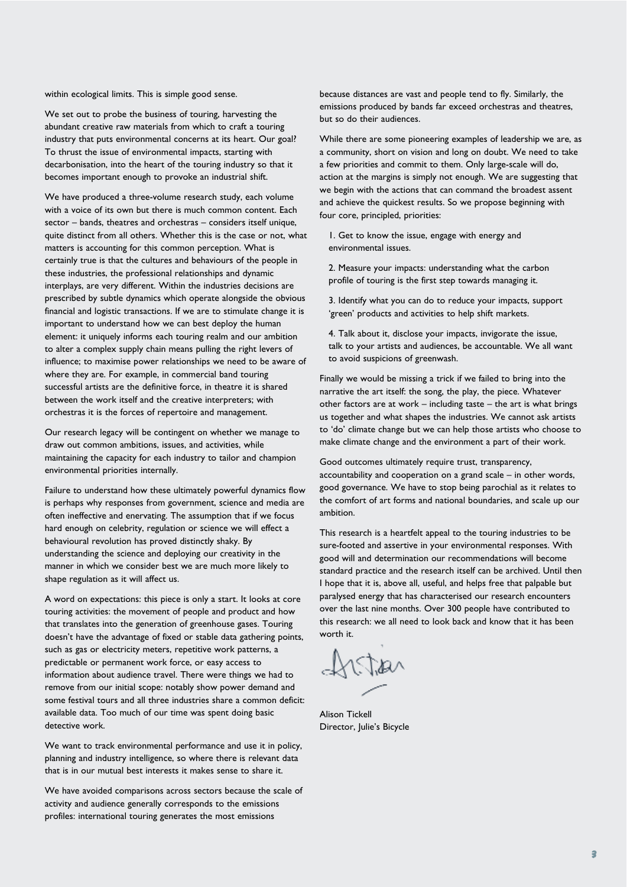within ecological limits. This is simple good sense.

We set out to probe the business of touring, harvesting the abundant creative raw materials from which to craft a touring industry that puts environmental concerns at its heart. Our goal? To thrust the issue of environmental impacts, starting with decarbonisation, into the heart of the touring industry so that it becomes important enough to provoke an industrial shift.

We have produced a three-volume research study, each volume with a voice of its own but there is much common content. Each sector – bands, theatres and orchestras – considers itself unique, quite distinct from all others. Whether this is the case or not, what matters is accounting for this common perception. What is certainly true is that the cultures and behaviours of the people in these industries, the professional relationships and dynamic interplays, are very different. Within the industries decisions are prescribed by subtle dynamics which operate alongside the obvious financial and logistic transactions. If we are to stimulate change it is important to understand how we can best deploy the human element: it uniquely informs each touring realm and our ambition to alter a complex supply chain means pulling the right levers of influence; to maximise power relationships we need to be aware of where they are. For example, in commercial band touring successful artists are the definitive force, in theatre it is shared between the work itself and the creative interpreters; with orchestras it is the forces of repertoire and management.

Our research legacy will be contingent on whether we manage to draw out common ambitions, issues, and activities, while maintaining the capacity for each industry to tailor and champion environmental priorities internally.

Failure to understand how these ultimately powerful dynamics flow is perhaps why responses from government, science and media are often ineffective and enervating. The assumption that if we focus hard enough on celebrity, regulation or science we will effect a behavioural revolution has proved distinctly shaky. By understanding the science and deploying our creativity in the manner in which we consider best we are much more likely to shape regulation as it will affect us.

A word on expectations: this piece is only a start. It looks at core touring activities: the movement of people and product and how that translates into the generation of greenhouse gases. Touring doesn't have the advantage of fixed or stable data gathering points, such as gas or electricity meters, repetitive work patterns, a predictable or permanent work force, or easy access to information about audience travel. There were things we had to remove from our initial scope: notably show power demand and some festival tours and all three industries share a common deficit: available data. Too much of our time was spent doing basic detective work.

We want to track environmental performance and use it in policy, planning and industry intelligence, so where there is relevant data that is in our mutual best interests it makes sense to share it.

We have avoided comparisons across sectors because the scale of activity and audience generally corresponds to the emissions profiles: international touring generates the most emissions because distances are vast and people tend to fly. Similarly, the emissions produced by bands far exceed orchestras and theatres, but so do their audiences.

While there are some pioneering examples of leadership we are, as a community, short on vision and long on doubt. We need to take a few priorities and commit to them. Only large-scale will do, action at the margins is simply not enough. We are suggesting that we begin with the actions that can command the broadest assent and achieve the quickest results. So we propose beginning with four core, principled, priorities:

1. Get to know the issue, engage with energy and environmental issues.

2. Measure your impacts: understanding what the carbon profile of touring is the first step towards managing it.

3. Identify what you can do to reduce your impacts, support 'green' products and activities to help shift markets.

4. Talk about it, disclose your impacts, invigorate the issue, talk to your artists and audiences, be accountable. We all want to avoid suspicions of greenwash.

Finally we would be missing a trick if we failed to bring into the narrative the art itself: the song, the play, the piece. Whatever other factors are at work – including taste – the art is what brings us together and what shapes the industries. We cannot ask artists to 'do' climate change but we can help those artists who choose to make climate change and the environment a part of their work.

Good outcomes ultimately require trust, transparency, accountability and cooperation on a grand scale – in other words, good governance. We have to stop being parochial as it relates to the comfort of art forms and national boundaries, and scale up our ambition.

This research is a heartfelt appeal to the touring industries to be sure-footed and assertive in your environmental responses. With good will and determination our recommendations will become standard practice and the research itself can be archived. Until then I hope that it is, above all, useful, and helps free that palpable but paralysed energy that has characterised our research encounters over the last nine months. Over 300 people have contributed to this research: we all need to look back and know that it has been worth it.

Alison Tickell
Director, Julie's Bicycle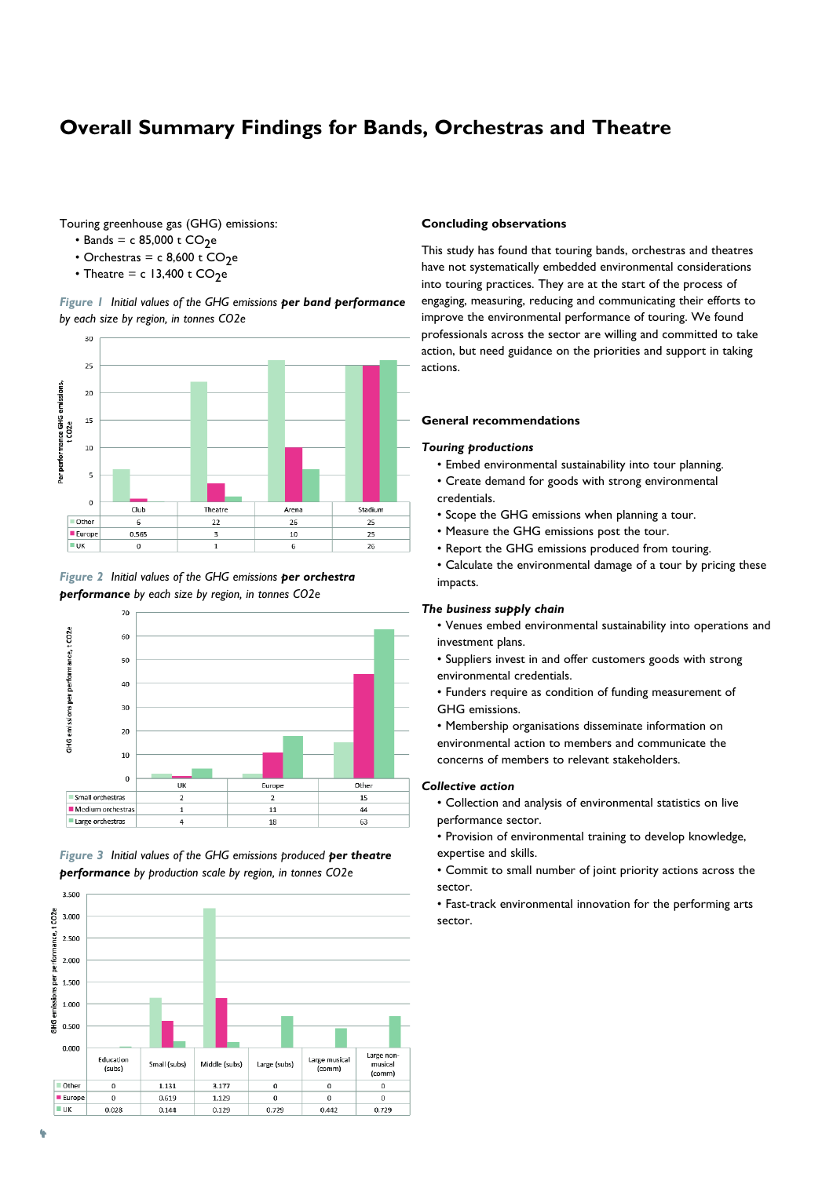# Overall Summary Findings for Bands, Orchestras and Theatre

Touring greenhouse gas (GHG) emissions:

- Bands = c 85,000 t $CO_2e$
- Orchestras = c 8,600 t $CO_2e$
- Theatre = c 13,400 t $CO_2e$

*Figure 1 Initial values of the GHG emissions* ***per band performance*** *by each size by region, in tonnes CO2e*

Per performance GHG emissions, t CO2e

30
25
20
15
10
5
0

Club | Theatre | Arena | Stadium

Other: 6 | 22 | 26 | 25
Europe: 0.565 | 3 | 10 | 25
UK: 0 | 1 | 6 | 26

*Figure 2 Initial values of the GHG emissions* ***per orchestra performance*** *by each size by region, in tonnes CO2e*

GHG emissions per performance, t CO2e

70
60
50
40
30
20
10
0

UK | Europe | Other

Small orchestras: 2 | 2 | 15
Medium orchestras: 1 | 11 | 44
Large orchestras: 4 | 18 | 63

*Figure 3 Initial values of the GHG emissions produced* ***per theatre performance*** *by production scale by region, in tonnes CO2e*

GHG emissions per performance, t CO2e

3.500
3.000
2.500
2.000
1.500
1.000
0.500
0.000

Education (subs) | Small (subs) | Middle (subs) | Large (subs) | Large musical (comm) | Large non-musical (comm)

Other: 0 | 1.131 | 3.177 | 0 | 0 | 0
Europe: 0 | 0.619 | 1.129 | 0 | 0 | 0
UK: 0.028 | 0.144 | 0.129 | 0.729 | 0.442 | 0.729

### Concluding observations

This study has found that touring bands, orchestras and theatres have not systematically embedded environmental considerations into touring practices. They are at the start of the process of engaging, measuring, reducing and communicating their efforts to improve the environmental performance of touring. We found professionals across the sector are willing and committed to take action, but need guidance on the priorities and support in taking actions.

### General recommendations

***Touring productions***

- Embed environmental sustainability into tour planning.
- Create demand for goods with strong environmental credentials.
- Scope the GHG emissions when planning a tour.
- Measure the GHG emissions post the tour.
- Report the GHG emissions produced from touring.
- Calculate the environmental damage of a tour by pricing these impacts.

***The business supply chain***

- Venues embed environmental sustainability into operations and investment plans.
- Suppliers invest in and offer customers goods with strong environmental credentials.
- Funders require as condition of funding measurement of GHG emissions.
- Membership organisations disseminate information on environmental action to members and communicate the concerns of members to relevant stakeholders.

***Collective action***

- Collection and analysis of environmental statistics on live performance sector.
- Provision of environmental training to develop knowledge, expertise and skills.
- Commit to small number of joint priority actions across the sector.
- Fast-track environmental innovation for the performing arts sector.